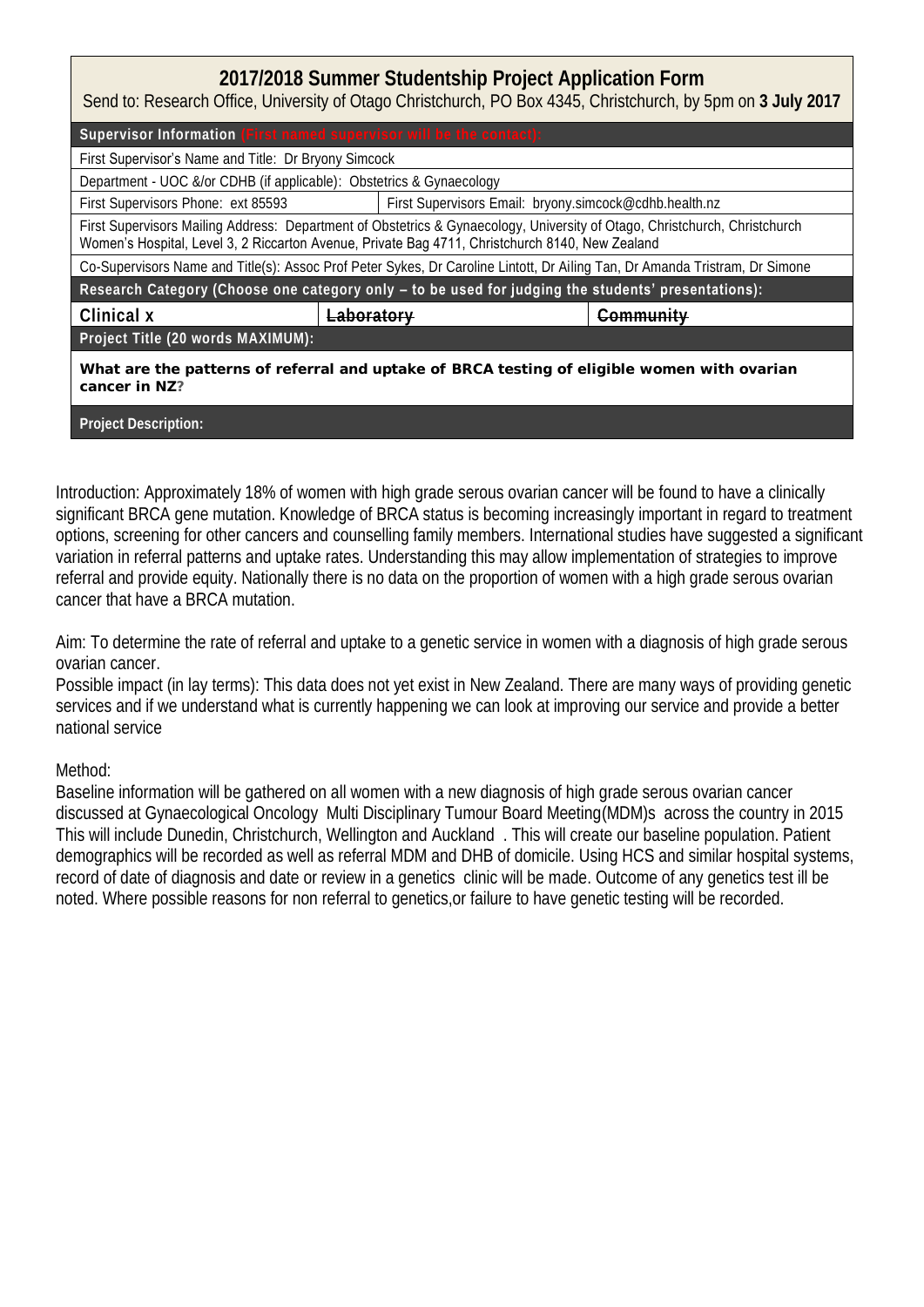# 2017/2018 Summer Studentship Project Application Form

Send to: Research Office, University of Otago Christchurch, PO Box 4345, Christchurch, by 5pm on **3 July 2017**

| **Supervisor Information** (First named supervisor will be the contact): | | |
|---|---|---|
| First Supervisor's Name and Title: Dr Bryony Simcock | | |
| Department - UOC &/or CDHB (if applicable): Obstetrics & Gynaecology | | |
| First Supervisors Phone: ext 85593 | First Supervisors Email: bryony.simcock@cdhb.health.nz | |
| First Supervisors Mailing Address: Department of Obstetrics & Gynaecology, University of Otago, Christchurch, Christchurch Women's Hospital, Level 3, 2 Riccarton Avenue, Private Bag 4711, Christchurch 8140, New Zealand | | |
| Co-Supervisors Name and Title(s): Assoc Prof Peter Sykes, Dr Caroline Lintott, Dr Ailing Tan, Dr Amanda Tristram, Dr Simone | | |
| **Research Category (Choose one category only – to be used for judging the students' presentations):** | | |
| **Clinical x** | ~~Laboratory~~ | ~~Community~~ |
| **Project Title (20 words MAXIMUM):** | | |
| **What are the patterns of referral and uptake of BRCA testing of eligible women with ovarian cancer in NZ?** | | |
| **Project Description:** | | |

Introduction: Approximately 18% of women with high grade serous ovarian cancer will be found to have a clinically significant BRCA gene mutation. Knowledge of BRCA status is becoming increasingly important in regard to treatment options, screening for other cancers and counselling family members. International studies have suggested a significant variation in referral patterns and uptake rates. Understanding this may allow implementation of strategies to improve referral and provide equity. Nationally there is no data on the proportion of women with a high grade serous ovarian cancer that have a BRCA mutation.

Aim: To determine the rate of referral and uptake to a genetic service in women with a diagnosis of high grade serous ovarian cancer.

Possible impact (in lay terms): This data does not yet exist in New Zealand. There are many ways of providing genetic services and if we understand what is currently happening we can look at improving our service and provide a better national service

Method:

Baseline information will be gathered on all women with a new diagnosis of high grade serous ovarian cancer discussed at Gynaecological Oncology Multi Disciplinary Tumour Board Meeting(MDM)s across the country in 2015 This will include Dunedin, Christchurch, Wellington and Auckland . This will create our baseline population. Patient demographics will be recorded as well as referral MDM and DHB of domicile. Using HCS and similar hospital systems, record of date of diagnosis and date or review in a genetics clinic will be made. Outcome of any genetics test ill be noted. Where possible reasons for non referral to genetics,or failure to have genetic testing will be recorded.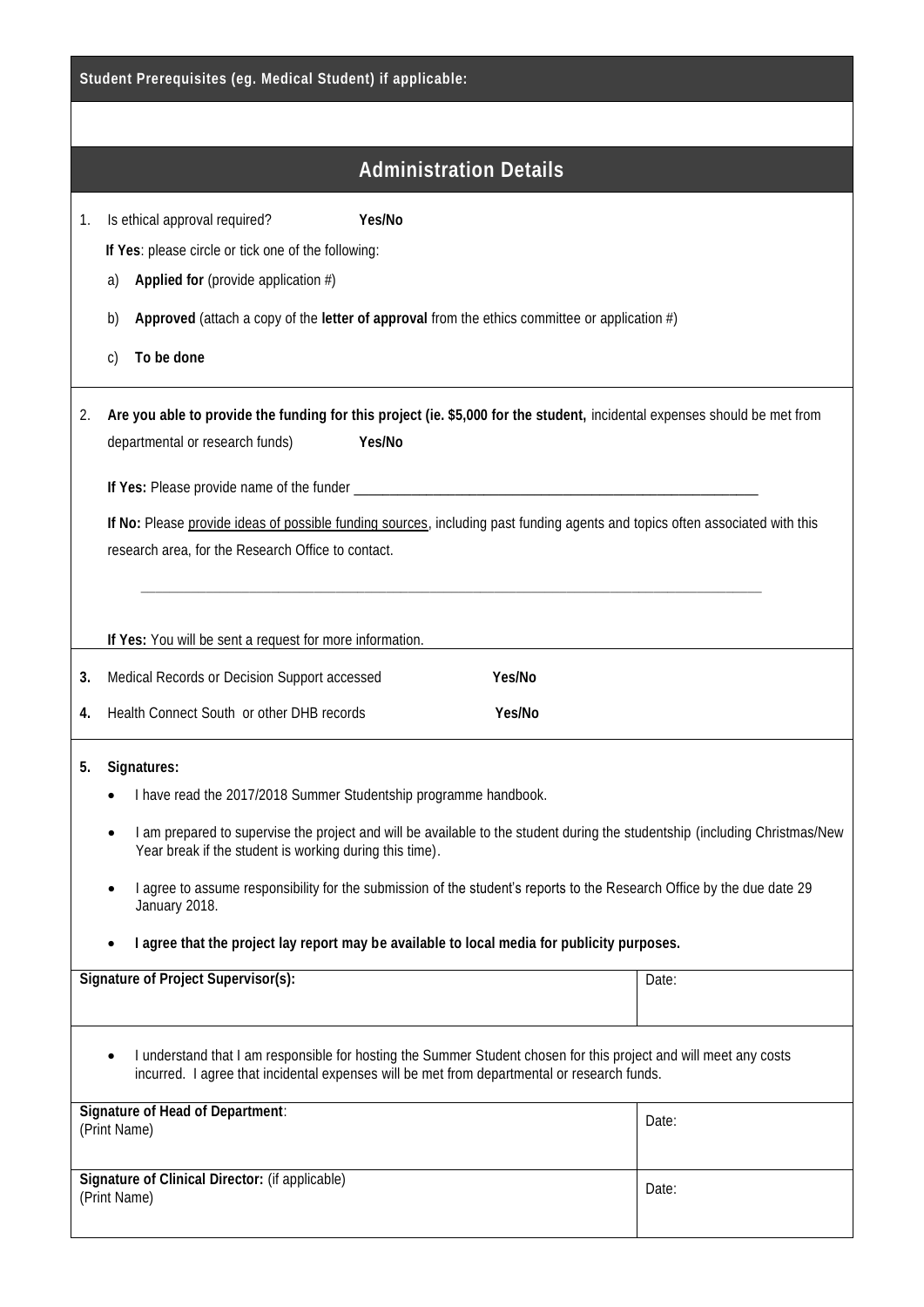**Student Prerequisites (eg. Medical Student) if applicable:**

## Administration Details

1. Is ethical approval required? **Yes/No**

   **If Yes**: please circle or tick one of the following:

   a) **Applied for** (provide application #)

   b) **Approved** (attach a copy of the **letter of approval** from the ethics committee or application #)

   c) **To be done**

2. **Are you able to provide the funding for this project (ie. $5,000 for the student,** incidental expenses should be met from departmental or research funds) **Yes/No**

   **If Yes:** Please provide name of the funder ___________________________________________________________

   **If No:** Please provide ideas of possible funding sources, including past funding agents and topics often associated with this research area, for the Research Office to contact.

   ___________________________________________________________________________________________

   **If Yes:** You will be sent a request for more information.

3. Medical Records or Decision Support accessed **Yes/No**

4. Health Connect South or other DHB records **Yes/No**

5. **Signatures:**

   - I have read the 2017/2018 Summer Studentship programme handbook.
   - I am prepared to supervise the project and will be available to the student during the studentship (including Christmas/New Year break if the student is working during this time).
   - I agree to assume responsibility for the submission of the student's reports to the Research Office by the due date 29 January 2018.
   - **I agree that the project lay report may be available to local media for publicity purposes.**

| | |
|---|---|
| **Signature of Project Supervisor(s):** | Date: |

- I understand that I am responsible for hosting the Summer Student chosen for this project and will meet any costs incurred. I agree that incidental expenses will be met from departmental or research funds.

| | |
|---|---|
| **Signature of Head of Department**:<br>(Print Name) | Date: |
| **Signature of Clinical Director:** (if applicable)<br>(Print Name) | Date: |